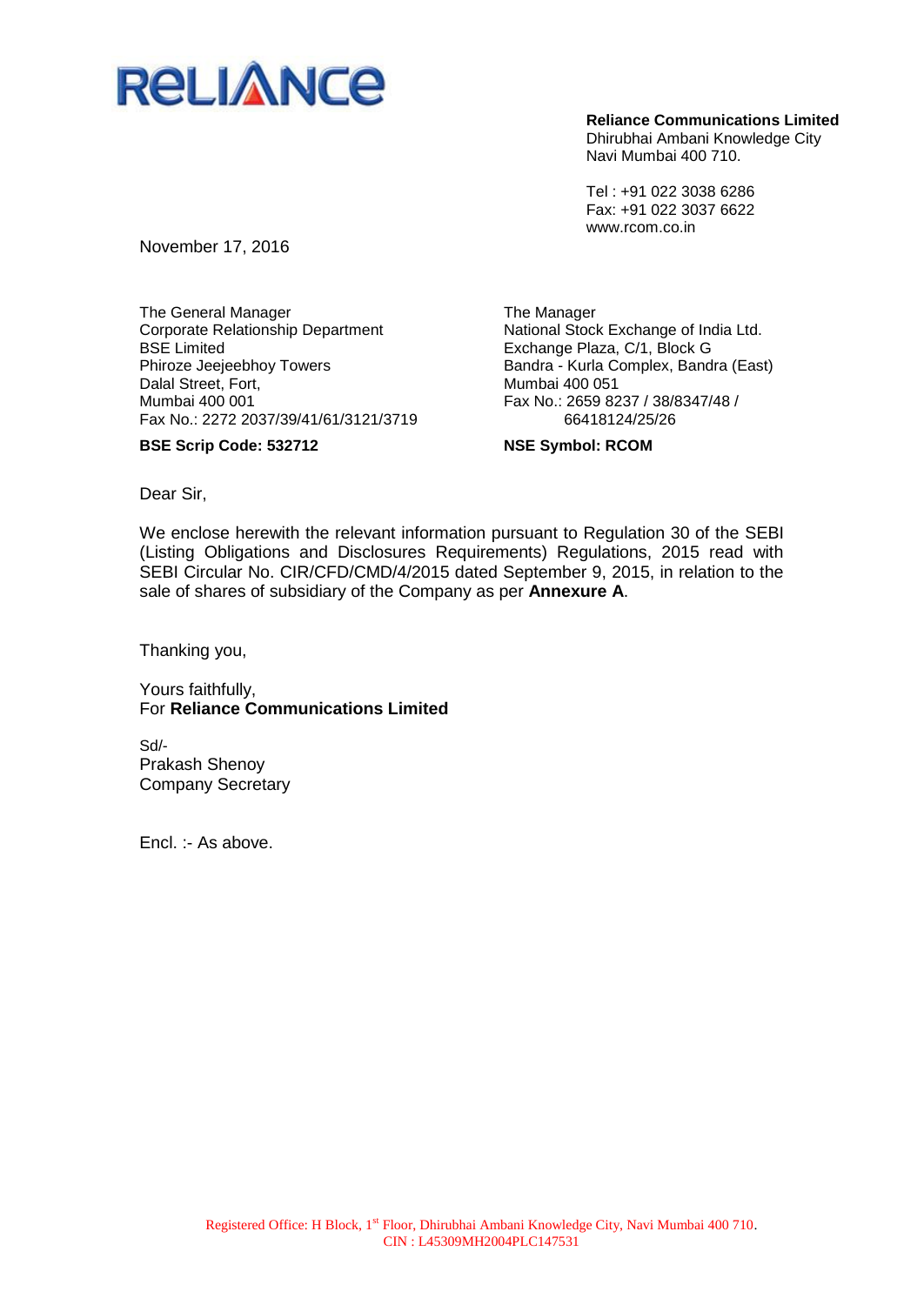RELIANCE

**Reliance Communications Limited**
Dhirubhai Ambani Knowledge City
Navi Mumbai 400 710.

Tel : +91 022 3038 6286
Fax: +91 022 3037 6622
www.rcom.co.in

November 17, 2016

The General Manager
Corporate Relationship Department
BSE Limited
Phiroze Jeejeebhoy Towers
Dalal Street, Fort,
Mumbai 400 001
Fax No.: 2272 2037/39/41/61/3121/3719

**BSE Scrip Code: 532712**

The Manager
National Stock Exchange of India Ltd.
Exchange Plaza, C/1, Block G
Bandra - Kurla Complex, Bandra (East)
Mumbai 400 051
Fax No.: 2659 8237 / 38/8347/48 / 66418124/25/26

**NSE Symbol: RCOM**

Dear Sir,

We enclose herewith the relevant information pursuant to Regulation 30 of the SEBI (Listing Obligations and Disclosures Requirements) Regulations, 2015 read with SEBI Circular No. CIR/CFD/CMD/4/2015 dated September 9, 2015, in relation to the sale of shares of subsidiary of the Company as per **Annexure A**.

Thanking you,

Yours faithfully,
For **Reliance Communications Limited**

Sd/-
Prakash Shenoy
Company Secretary

Encl. :- As above.

Registered Office: H Block, 1st Floor, Dhirubhai Ambani Knowledge City, Navi Mumbai 400 710.
CIN : L45309MH2004PLC147531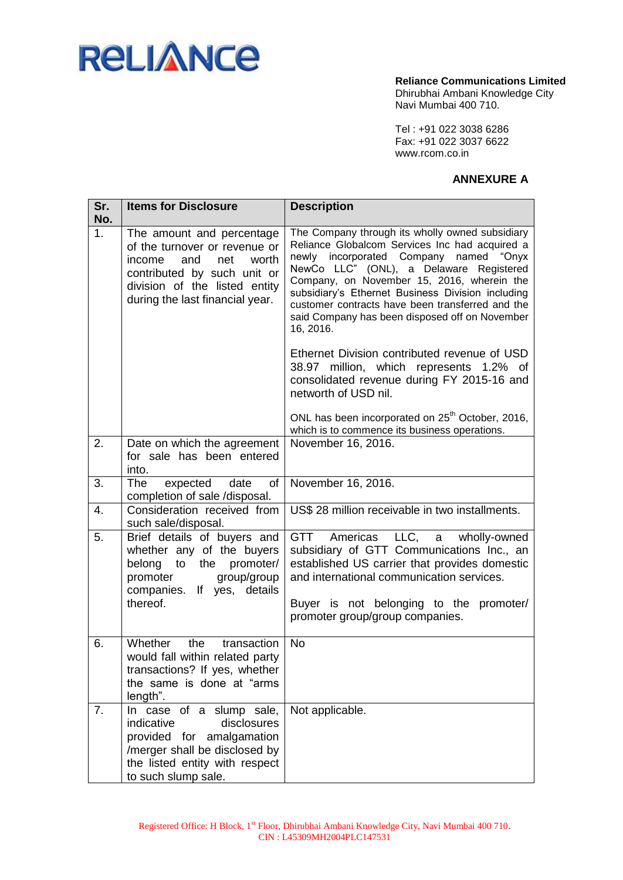RELIANCE

**Reliance Communications Limited**
Dhirubhai Ambani Knowledge City
Navi Mumbai 400 710.

Tel : +91 022 3038 6286
Fax: +91 022 3037 6622
www.rcom.co.in

**ANNEXURE A**

| Sr. No. | Items for Disclosure | Description |
|---|---|---|
| 1. | The amount and percentage of the turnover or revenue or income and net worth contributed by such unit or division of the listed entity during the last financial year. | The Company through its wholly owned subsidiary Reliance Globalcom Services Inc had acquired a newly incorporated Company named "Onyx NewCo LLC" (ONL), a Delaware Registered Company, on November 15, 2016, wherein the subsidiary's Ethernet Business Division including customer contracts have been transferred and the said Company has been disposed off on November 16, 2016.<br><br>Ethernet Division contributed revenue of USD 38.97 million, which represents 1.2% of consolidated revenue during FY 2015-16 and networth of USD nil.<br><br>ONL has been incorporated on 25th October, 2016, which is to commence its business operations. |
| 2. | Date on which the agreement for sale has been entered into. | November 16, 2016. |
| 3. | The expected date of completion of sale /disposal. | November 16, 2016. |
| 4. | Consideration received from such sale/disposal. | US$ 28 million receivable in two installments. |
| 5. | Brief details of buyers and whether any of the buyers belong to the promoter/ promoter group/group companies. If yes, details thereof. | GTT Americas LLC, a wholly-owned subsidiary of GTT Communications Inc., an established US carrier that provides domestic and international communication services.<br><br>Buyer is not belonging to the promoter/ promoter group/group companies. |
| 6. | Whether the transaction would fall within related party transactions? If yes, whether the same is done at "arms length". | No |
| 7. | In case of a slump sale, indicative disclosures provided for amalgamation /merger shall be disclosed by the listed entity with respect to such slump sale. | Not applicable. |

Registered Office: H Block, 1st Floor, Dhirubhai Ambani Knowledge City, Navi Mumbai 400 710.
CIN : L45309MH2004PLC147531